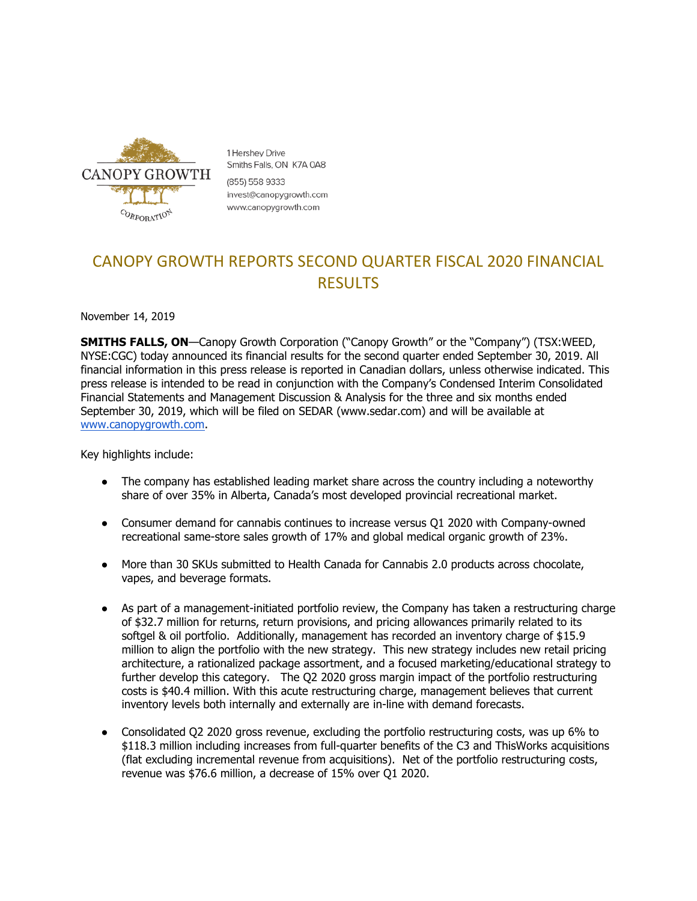1 Hershey Drive
Smiths Falls, ON K7A 0A8

(855) 558 9333
invest@canopygrowth.com
www.canopygrowth.com

# CANOPY GROWTH REPORTS SECOND QUARTER FISCAL 2020 FINANCIAL RESULTS

November 14, 2019

**SMITHS FALLS, ON**—Canopy Growth Corporation ("Canopy Growth" or the "Company") (TSX:WEED, NYSE:CGC) today announced its financial results for the second quarter ended September 30, 2019. All financial information in this press release is reported in Canadian dollars, unless otherwise indicated. This press release is intended to be read in conjunction with the Company's Condensed Interim Consolidated Financial Statements and Management Discussion & Analysis for the three and six months ended September 30, 2019, which will be filed on SEDAR (www.sedar.com) and will be available at www.canopygrowth.com.

Key highlights include:

- The company has established leading market share across the country including a noteworthy share of over 35% in Alberta, Canada's most developed provincial recreational market.
- Consumer demand for cannabis continues to increase versus Q1 2020 with Company-owned recreational same-store sales growth of 17% and global medical organic growth of 23%.
- More than 30 SKUs submitted to Health Canada for Cannabis 2.0 products across chocolate, vapes, and beverage formats.
- As part of a management-initiated portfolio review, the Company has taken a restructuring charge of $32.7 million for returns, return provisions, and pricing allowances primarily related to its softgel & oil portfolio. Additionally, management has recorded an inventory charge of $15.9 million to align the portfolio with the new strategy. This new strategy includes new retail pricing architecture, a rationalized package assortment, and a focused marketing/educational strategy to further develop this category. The Q2 2020 gross margin impact of the portfolio restructuring costs is $40.4 million. With this acute restructuring charge, management believes that current inventory levels both internally and externally are in-line with demand forecasts.
- Consolidated Q2 2020 gross revenue, excluding the portfolio restructuring costs, was up 6% to $118.3 million including increases from full-quarter benefits of the C3 and ThisWorks acquisitions (flat excluding incremental revenue from acquisitions). Net of the portfolio restructuring costs, revenue was $76.6 million, a decrease of 15% over Q1 2020.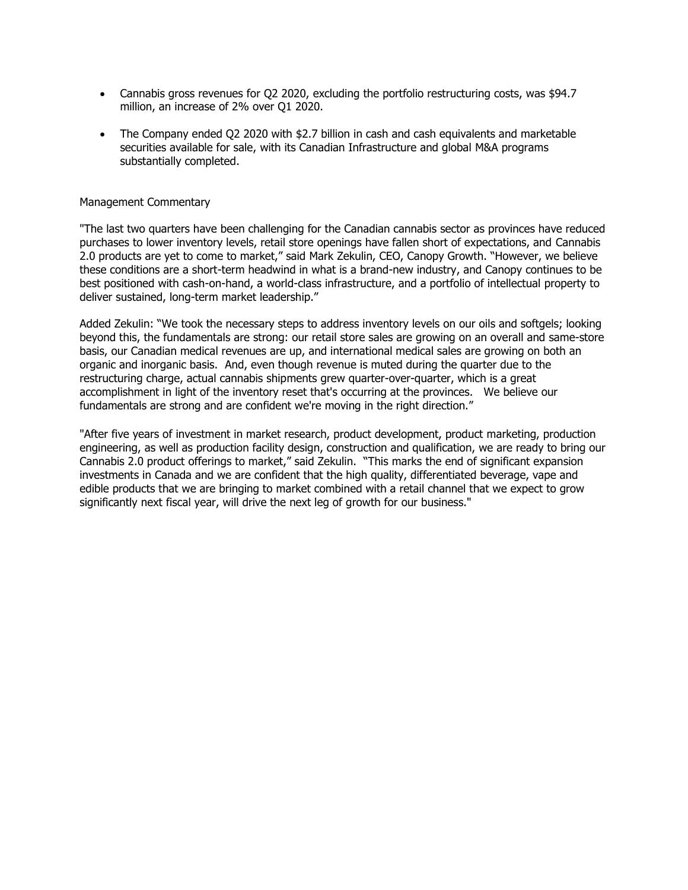- Cannabis gross revenues for Q2 2020, excluding the portfolio restructuring costs, was $94.7 million, an increase of 2% over Q1 2020.
- The Company ended Q2 2020 with $2.7 billion in cash and cash equivalents and marketable securities available for sale, with its Canadian Infrastructure and global M&A programs substantially completed.

Management Commentary

"The last two quarters have been challenging for the Canadian cannabis sector as provinces have reduced purchases to lower inventory levels, retail store openings have fallen short of expectations, and Cannabis 2.0 products are yet to come to market," said Mark Zekulin, CEO, Canopy Growth. "However, we believe these conditions are a short-term headwind in what is a brand-new industry, and Canopy continues to be best positioned with cash-on-hand, a world-class infrastructure, and a portfolio of intellectual property to deliver sustained, long-term market leadership."

Added Zekulin: "We took the necessary steps to address inventory levels on our oils and softgels; looking beyond this, the fundamentals are strong: our retail store sales are growing on an overall and same-store basis, our Canadian medical revenues are up, and international medical sales are growing on both an organic and inorganic basis. And, even though revenue is muted during the quarter due to the restructuring charge, actual cannabis shipments grew quarter-over-quarter, which is a great accomplishment in light of the inventory reset that's occurring at the provinces. We believe our fundamentals are strong and are confident we're moving in the right direction."

"After five years of investment in market research, product development, product marketing, production engineering, as well as production facility design, construction and qualification, we are ready to bring our Cannabis 2.0 product offerings to market," said Zekulin. "This marks the end of significant expansion investments in Canada and we are confident that the high quality, differentiated beverage, vape and edible products that we are bringing to market combined with a retail channel that we expect to grow significantly next fiscal year, will drive the next leg of growth for our business."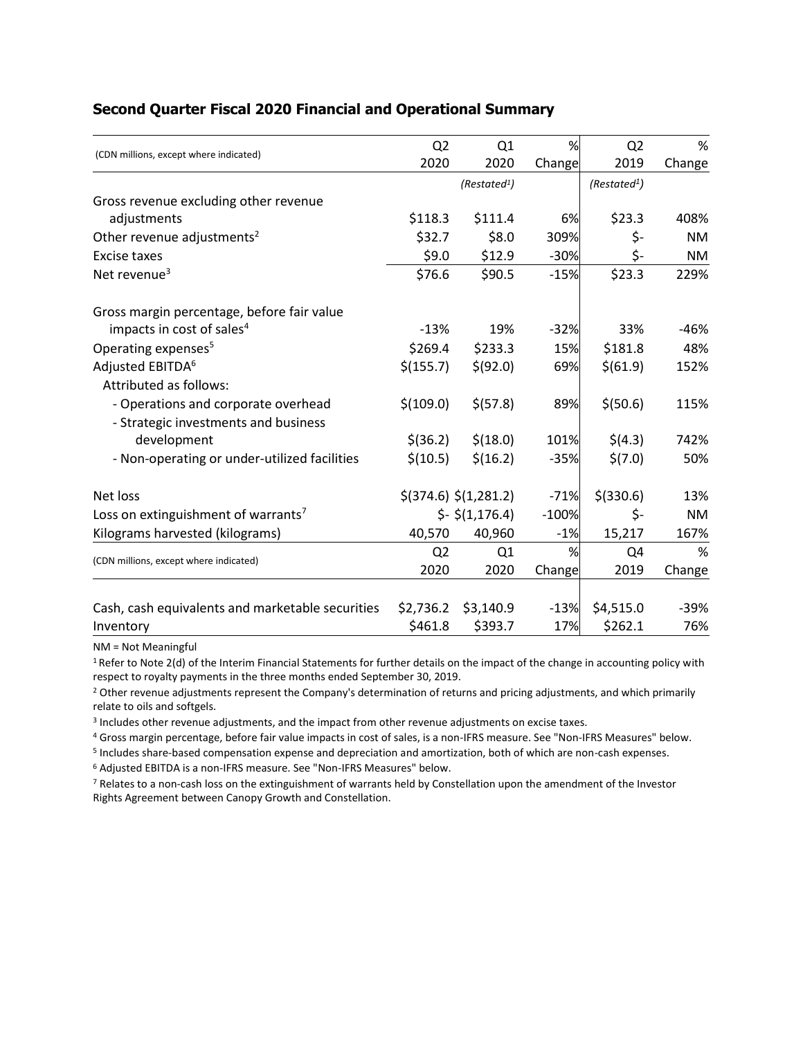## Second Quarter Fiscal 2020 Financial and Operational Summary

| (CDN millions, except where indicated) | Q2 2020 | Q1 2020 | % Change | Q2 2019 | % Change |
|---|---|---|---|---|---|
| | | *(Restated[1])* | | *(Restated[1])* | |
| Gross revenue excluding other revenue adjustments | $118.3 | $111.4 | 6% | $23.3 | 408% |
| Other revenue adjustments[2] | $32.7 | $8.0 | 309% | $- | NM |
| Excise taxes | $9.0 | $12.9 | -30% | $- | NM |
| Net revenue[3] | $76.6 | $90.5 | -15% | $23.3 | 229% |
| | | | | | |
| Gross margin percentage, before fair value impacts in cost of sales[4] | -13% | 19% | -32% | 33% | -46% |
| Operating expenses[5] | $269.4 | $233.3 | 15% | $181.8 | 48% |
| Adjusted EBITDA[6] | $(155.7) | $(92.0) | 69% | $(61.9) | 152% |
| Attributed as follows: | | | | | |
| - Operations and corporate overhead | $(109.0) | $(57.8) | 89% | $(50.6) | 115% |
| - Strategic investments and business development | $(36.2) | $(18.0) | 101% | $(4.3) | 742% |
| - Non-operating or under-utilized facilities | $(10.5) | $(16.2) | -35% | $(7.0) | 50% |
| | | | | | |
| Net loss | $(374.6) | $(1,281.2) | -71% | $(330.6) | 13% |
| Loss on extinguishment of warrants[7] | $- | $(1,176.4) | -100% | $- | NM |
| Kilograms harvested (kilograms) | 40,570 | 40,960 | -1% | 15,217 | 167% |

| (CDN millions, except where indicated) | Q2 2020 | Q1 2020 | % Change | Q4 2019 | % Change |
|---|---|---|---|---|---|
| Cash, cash equivalents and marketable securities | $2,736.2 | $3,140.9 | -13% | $4,515.0 | -39% |
| Inventory | $461.8 | $393.7 | 17% | $262.1 | 76% |

NM = Not Meaningful

[1] Refer to Note 2(d) of the Interim Financial Statements for further details on the impact of the change in accounting policy with respect to royalty payments in the three months ended September 30, 2019.

[2] Other revenue adjustments represent the Company's determination of returns and pricing adjustments, and which primarily relate to oils and softgels.

[3] Includes other revenue adjustments, and the impact from other revenue adjustments on excise taxes.

[4] Gross margin percentage, before fair value impacts in cost of sales, is a non-IFRS measure. See "Non-IFRS Measures" below.

[5] Includes share-based compensation expense and depreciation and amortization, both of which are non-cash expenses.

[6] Adjusted EBITDA is a non-IFRS measure. See "Non-IFRS Measures" below.

[7] Relates to a non-cash loss on the extinguishment of warrants held by Constellation upon the amendment of the Investor Rights Agreement between Canopy Growth and Constellation.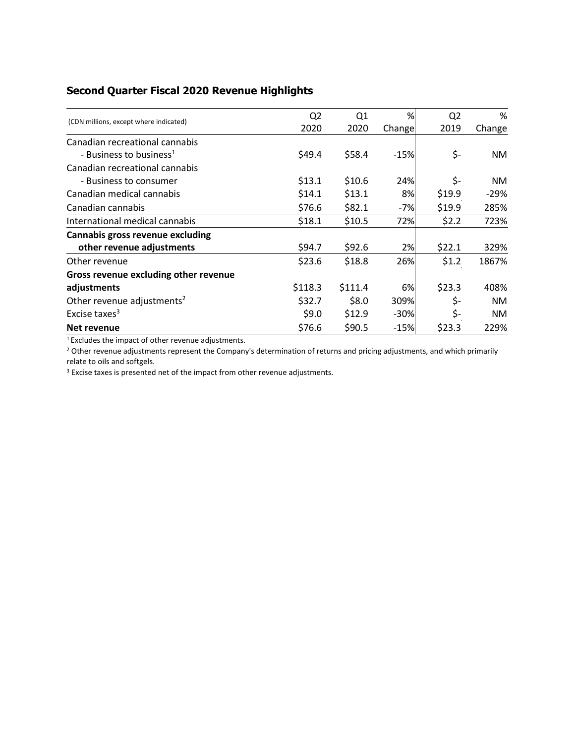## Second Quarter Fiscal 2020 Revenue Highlights

| (CDN millions, except where indicated) | Q2 2020 | Q1 2020 | % Change | Q2 2019 | % Change |
|---|---|---|---|---|---|
| Canadian recreational cannabis - Business to business[1] | $49.4 | $58.4 | -15% | $- | NM |
| Canadian recreational cannabis - Business to consumer | $13.1 | $10.6 | 24% | $- | NM |
| Canadian medical cannabis | $14.1 | $13.1 | 8% | $19.9 | -29% |
| Canadian cannabis | $76.6 | $82.1 | -7% | $19.9 | 285% |
| International medical cannabis | $18.1 | $10.5 | 72% | $2.2 | 723% |
| **Cannabis gross revenue excluding other revenue adjustments** | $94.7 | $92.6 | 2% | $22.1 | 329% |
| Other revenue | $23.6 | $18.8 | 26% | $1.2 | 1867% |
| **Gross revenue excluding other revenue adjustments** | $118.3 | $111.4 | 6% | $23.3 | 408% |
| Other revenue adjustments[2] | $32.7 | $8.0 | 309% | $- | NM |
| Excise taxes[3] | $9.0 | $12.9 | -30% | $- | NM |
| **Net revenue** | $76.6 | $90.5 | -15% | $23.3 | 229% |

[1] Excludes the impact of other revenue adjustments.

[2] Other revenue adjustments represent the Company's determination of returns and pricing adjustments, and which primarily relate to oils and softgels.

[3] Excise taxes is presented net of the impact from other revenue adjustments.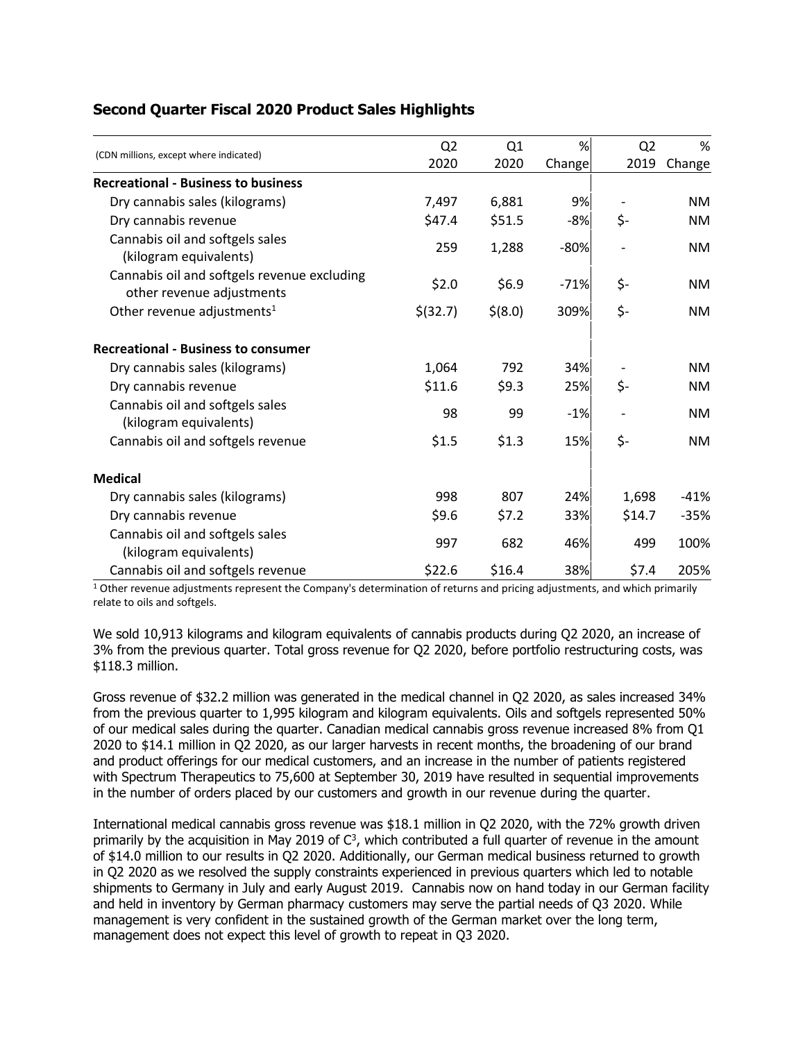## Second Quarter Fiscal 2020 Product Sales Highlights

| (CDN millions, except where indicated) | Q2 2020 | Q1 2020 | % Change | Q2 2019 | % Change |
|---|---|---|---|---|---|
| **Recreational - Business to business** | | | | | |
| Dry cannabis sales (kilograms) | 7,497 | 6,881 | 9% | - | NM |
| Dry cannabis revenue | $47.4 | $51.5 | -8% | $- | NM |
| Cannabis oil and softgels sales (kilogram equivalents) | 259 | 1,288 | -80% | - | NM |
| Cannabis oil and softgels revenue excluding other revenue adjustments | $2.0 | $6.9 | -71% | $- | NM |
| Other revenue adjustments[1] | $(32.7) | $(8.0) | 309% | $- | NM |
| **Recreational - Business to consumer** | | | | | |
| Dry cannabis sales (kilograms) | 1,064 | 792 | 34% | - | NM |
| Dry cannabis revenue | $11.6 | $9.3 | 25% | $- | NM |
| Cannabis oil and softgels sales (kilogram equivalents) | 98 | 99 | -1% | - | NM |
| Cannabis oil and softgels revenue | $1.5 | $1.3 | 15% | $- | NM |
| **Medical** | | | | | |
| Dry cannabis sales (kilograms) | 998 | 807 | 24% | 1,698 | -41% |
| Dry cannabis revenue | $9.6 | $7.2 | 33% | $14.7 | -35% |
| Cannabis oil and softgels sales (kilogram equivalents) | 997 | 682 | 46% | 499 | 100% |
| Cannabis oil and softgels revenue | $22.6 | $16.4 | 38% | $7.4 | 205% |

[1] Other revenue adjustments represent the Company's determination of returns and pricing adjustments, and which primarily relate to oils and softgels.

We sold 10,913 kilograms and kilogram equivalents of cannabis products during Q2 2020, an increase of 3% from the previous quarter. Total gross revenue for Q2 2020, before portfolio restructuring costs, was $118.3 million.

Gross revenue of $32.2 million was generated in the medical channel in Q2 2020, as sales increased 34% from the previous quarter to 1,995 kilogram and kilogram equivalents. Oils and softgels represented 50% of our medical sales during the quarter. Canadian medical cannabis gross revenue increased 8% from Q1 2020 to $14.1 million in Q2 2020, as our larger harvests in recent months, the broadening of our brand and product offerings for our medical customers, and an increase in the number of patients registered with Spectrum Therapeutics to 75,600 at September 30, 2019 have resulted in sequential improvements in the number of orders placed by our customers and growth in our revenue during the quarter.

International medical cannabis gross revenue was $18.1 million in Q2 2020, with the 72% growth driven primarily by the acquisition in May 2019 of C³, which contributed a full quarter of revenue in the amount of $14.0 million to our results in Q2 2020. Additionally, our German medical business returned to growth in Q2 2020 as we resolved the supply constraints experienced in previous quarters which led to notable shipments to Germany in July and early August 2019. Cannabis now on hand today in our German facility and held in inventory by German pharmacy customers may serve the partial needs of Q3 2020. While management is very confident in the sustained growth of the German market over the long term, management does not expect this level of growth to repeat in Q3 2020.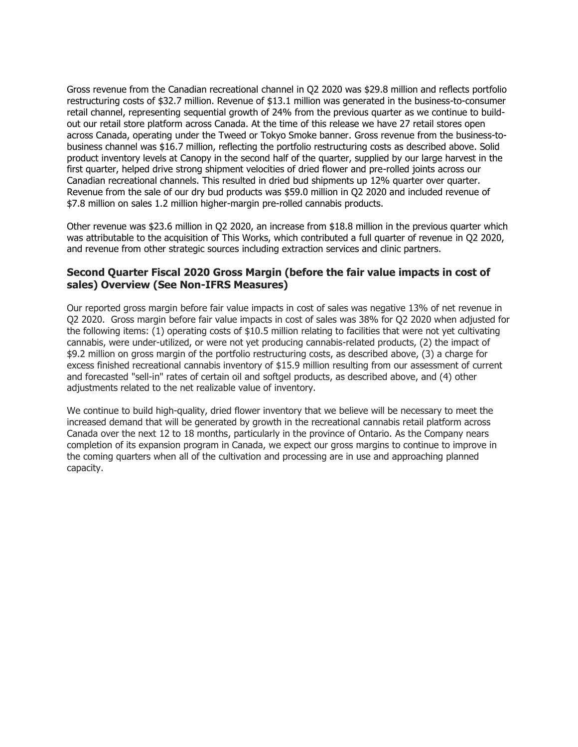Gross revenue from the Canadian recreational channel in Q2 2020 was $29.8 million and reflects portfolio restructuring costs of $32.7 million. Revenue of $13.1 million was generated in the business-to-consumer retail channel, representing sequential growth of 24% from the previous quarter as we continue to build-out our retail store platform across Canada. At the time of this release we have 27 retail stores open across Canada, operating under the Tweed or Tokyo Smoke banner. Gross revenue from the business-to-business channel was $16.7 million, reflecting the portfolio restructuring costs as described above. Solid product inventory levels at Canopy in the second half of the quarter, supplied by our large harvest in the first quarter, helped drive strong shipment velocities of dried flower and pre-rolled joints across our Canadian recreational channels. This resulted in dried bud shipments up 12% quarter over quarter. Revenue from the sale of our dry bud products was $59.0 million in Q2 2020 and included revenue of $7.8 million on sales 1.2 million higher-margin pre-rolled cannabis products.

Other revenue was $23.6 million in Q2 2020, an increase from $18.8 million in the previous quarter which was attributable to the acquisition of This Works, which contributed a full quarter of revenue in Q2 2020, and revenue from other strategic sources including extraction services and clinic partners.

### Second Quarter Fiscal 2020 Gross Margin (before the fair value impacts in cost of sales) Overview (See Non-IFRS Measures)

Our reported gross margin before fair value impacts in cost of sales was negative 13% of net revenue in Q2 2020. Gross margin before fair value impacts in cost of sales was 38% for Q2 2020 when adjusted for the following items: (1) operating costs of $10.5 million relating to facilities that were not yet cultivating cannabis, were under-utilized, or were not yet producing cannabis-related products, (2) the impact of $9.2 million on gross margin of the portfolio restructuring costs, as described above, (3) a charge for excess finished recreational cannabis inventory of $15.9 million resulting from our assessment of current and forecasted "sell-in" rates of certain oil and softgel products, as described above, and (4) other adjustments related to the net realizable value of inventory.

We continue to build high-quality, dried flower inventory that we believe will be necessary to meet the increased demand that will be generated by growth in the recreational cannabis retail platform across Canada over the next 12 to 18 months, particularly in the province of Ontario. As the Company nears completion of its expansion program in Canada, we expect our gross margins to continue to improve in the coming quarters when all of the cultivation and processing are in use and approaching planned capacity.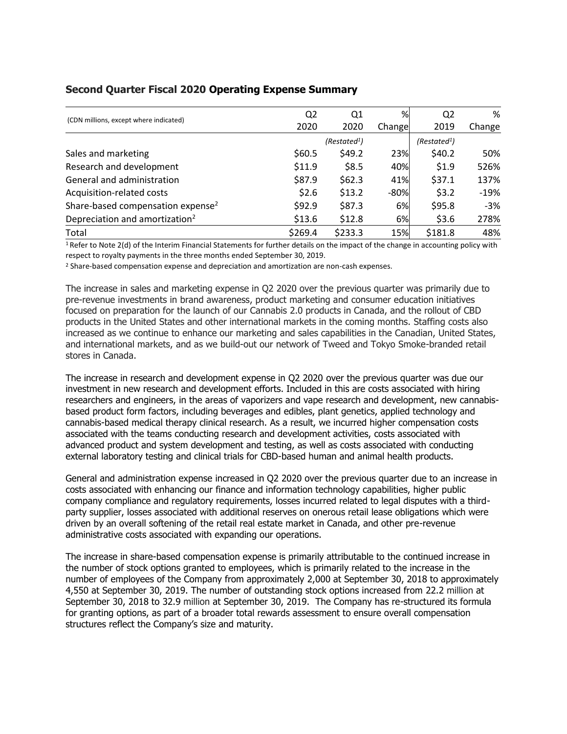## Second Quarter Fiscal 2020 Operating Expense Summary

| (CDN millions, except where indicated) | Q2 2020 | Q1 2020 | % Change | Q2 2019 | % Change |
|---|---|---|---|---|---|
| | | *(Restated[1])* | | *(Restated[1])* | |
| Sales and marketing | $60.5 | $49.2 | 23% | $40.2 | 50% |
| Research and development | $11.9 | $8.5 | 40% | $1.9 | 526% |
| General and administration | $87.9 | $62.3 | 41% | $37.1 | 137% |
| Acquisition-related costs | $2.6 | $13.2 | -80% | $3.2 | -19% |
| Share-based compensation expense[2] | $92.9 | $87.3 | 6% | $95.8 | -3% |
| Depreciation and amortization[2] | $13.6 | $12.8 | 6% | $3.6 | 278% |
| Total | $269.4 | $233.3 | 15% | $181.8 | 48% |

[1] Refer to Note 2(d) of the Interim Financial Statements for further details on the impact of the change in accounting policy with respect to royalty payments in the three months ended September 30, 2019.

[2] Share-based compensation expense and depreciation and amortization are non-cash expenses.

The increase in sales and marketing expense in Q2 2020 over the previous quarter was primarily due to pre-revenue investments in brand awareness, product marketing and consumer education initiatives focused on preparation for the launch of our Cannabis 2.0 products in Canada, and the rollout of CBD products in the United States and other international markets in the coming months. Staffing costs also increased as we continue to enhance our marketing and sales capabilities in the Canadian, United States, and international markets, and as we build-out our network of Tweed and Tokyo Smoke-branded retail stores in Canada.

The increase in research and development expense in Q2 2020 over the previous quarter was due our investment in new research and development efforts. Included in this are costs associated with hiring researchers and engineers, in the areas of vaporizers and vape research and development, new cannabis-based product form factors, including beverages and edibles, plant genetics, applied technology and cannabis-based medical therapy clinical research. As a result, we incurred higher compensation costs associated with the teams conducting research and development activities, costs associated with advanced product and system development and testing, as well as costs associated with conducting external laboratory testing and clinical trials for CBD-based human and animal health products.

General and administration expense increased in Q2 2020 over the previous quarter due to an increase in costs associated with enhancing our finance and information technology capabilities, higher public company compliance and regulatory requirements, losses incurred related to legal disputes with a third-party supplier, losses associated with additional reserves on onerous retail lease obligations which were driven by an overall softening of the retail real estate market in Canada, and other pre-revenue administrative costs associated with expanding our operations.

The increase in share-based compensation expense is primarily attributable to the continued increase in the number of stock options granted to employees, which is primarily related to the increase in the number of employees of the Company from approximately 2,000 at September 30, 2018 to approximately 4,550 at September 30, 2019. The number of outstanding stock options increased from 22.2 million at September 30, 2018 to 32.9 million at September 30, 2019. The Company has re-structured its formula for granting options, as part of a broader total rewards assessment to ensure overall compensation structures reflect the Company's size and maturity.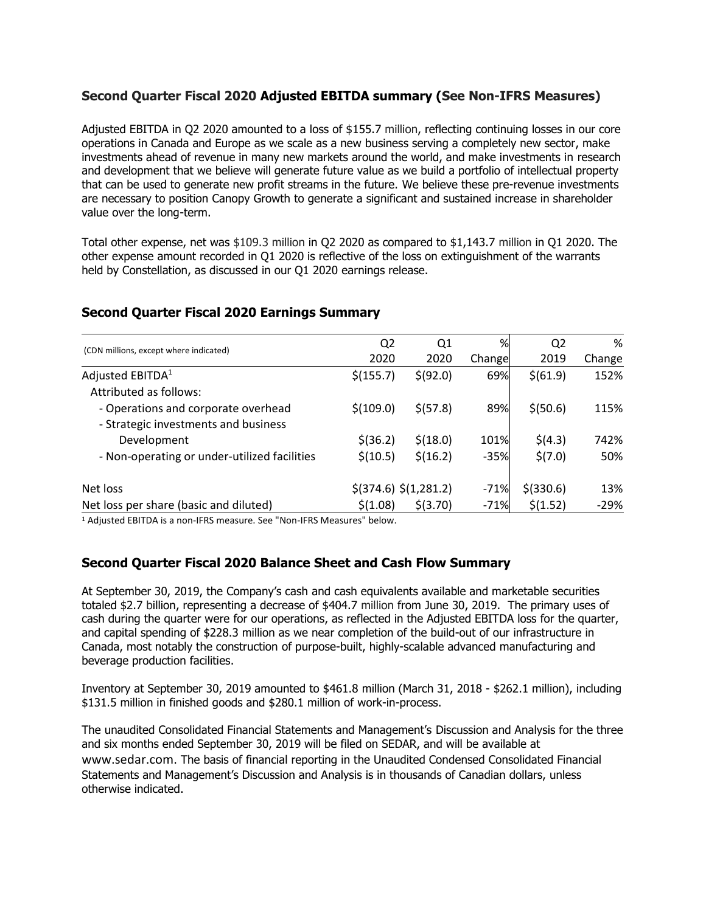## Second Quarter Fiscal 2020 Adjusted EBITDA summary (See Non-IFRS Measures)

Adjusted EBITDA in Q2 2020 amounted to a loss of $155.7 million, reflecting continuing losses in our core operations in Canada and Europe as we scale as a new business serving a completely new sector, make investments ahead of revenue in many new markets around the world, and make investments in research and development that we believe will generate future value as we build a portfolio of intellectual property that can be used to generate new profit streams in the future. We believe these pre-revenue investments are necessary to position Canopy Growth to generate a significant and sustained increase in shareholder value over the long-term.

Total other expense, net was $109.3 million in Q2 2020 as compared to $1,143.7 million in Q1 2020. The other expense amount recorded in Q1 2020 is reflective of the loss on extinguishment of the warrants held by Constellation, as discussed in our Q1 2020 earnings release.

## Second Quarter Fiscal 2020 Earnings Summary

| (CDN millions, except where indicated) | Q2 2020 | Q1 2020 | % Change | Q2 2019 | % Change |
|---|---|---|---|---|---|
| Adjusted EBITDA[1] | $(155.7) | $(92.0) | 69% | $(61.9) | 152% |
| Attributed as follows: | | | | | |
| - Operations and corporate overhead | $(109.0) | $(57.8) | 89% | $(50.6) | 115% |
| - Strategic investments and business Development | $(36.2) | $(18.0) | 101% | $(4.3) | 742% |
| - Non-operating or under-utilized facilities | $(10.5) | $(16.2) | -35% | $(7.0) | 50% |
| Net loss | $(374.6) | $(1,281.2) | -71% | $(330.6) | 13% |
| Net loss per share (basic and diluted) | $(1.08) | $(3.70) | -71% | $(1.52) | -29% |

[1] Adjusted EBITDA is a non-IFRS measure. See "Non-IFRS Measures" below.

## Second Quarter Fiscal 2020 Balance Sheet and Cash Flow Summary

At September 30, 2019, the Company's cash and cash equivalents available and marketable securities totaled $2.7 billion, representing a decrease of $404.7 million from June 30, 2019. The primary uses of cash during the quarter were for our operations, as reflected in the Adjusted EBITDA loss for the quarter, and capital spending of $228.3 million as we near completion of the build-out of our infrastructure in Canada, most notably the construction of purpose-built, highly-scalable advanced manufacturing and beverage production facilities.

Inventory at September 30, 2019 amounted to $461.8 million (March 31, 2018 - $262.1 million), including $131.5 million in finished goods and $280.1 million of work-in-process.

The unaudited Consolidated Financial Statements and Management's Discussion and Analysis for the three and six months ended September 30, 2019 will be filed on SEDAR, and will be available at www.sedar.com. The basis of financial reporting in the Unaudited Condensed Consolidated Financial Statements and Management's Discussion and Analysis is in thousands of Canadian dollars, unless otherwise indicated.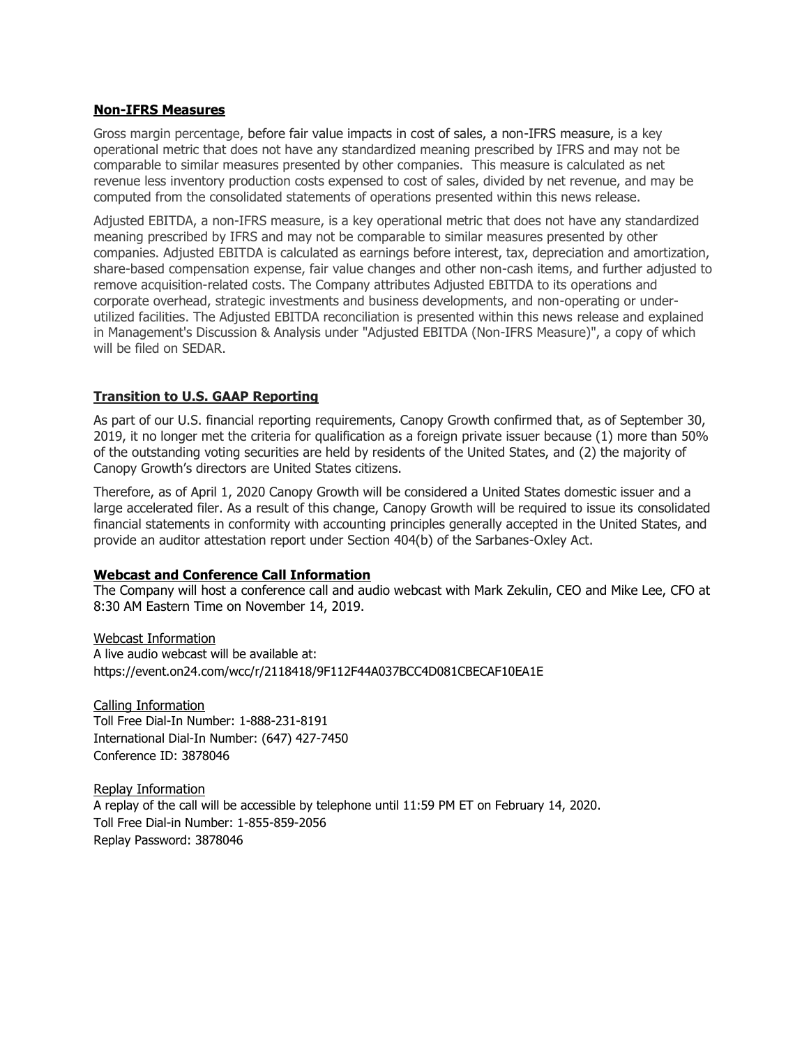## Non-IFRS Measures

Gross margin percentage, before fair value impacts in cost of sales, a non-IFRS measure, is a key operational metric that does not have any standardized meaning prescribed by IFRS and may not be comparable to similar measures presented by other companies. This measure is calculated as net revenue less inventory production costs expensed to cost of sales, divided by net revenue, and may be computed from the consolidated statements of operations presented within this news release.

Adjusted EBITDA, a non-IFRS measure, is a key operational metric that does not have any standardized meaning prescribed by IFRS and may not be comparable to similar measures presented by other companies. Adjusted EBITDA is calculated as earnings before interest, tax, depreciation and amortization, share-based compensation expense, fair value changes and other non-cash items, and further adjusted to remove acquisition-related costs. The Company attributes Adjusted EBITDA to its operations and corporate overhead, strategic investments and business developments, and non-operating or under-utilized facilities. The Adjusted EBITDA reconciliation is presented within this news release and explained in Management's Discussion & Analysis under "Adjusted EBITDA (Non-IFRS Measure)", a copy of which will be filed on SEDAR.

## Transition to U.S. GAAP Reporting

As part of our U.S. financial reporting requirements, Canopy Growth confirmed that, as of September 30, 2019, it no longer met the criteria for qualification as a foreign private issuer because (1) more than 50% of the outstanding voting securities are held by residents of the United States, and (2) the majority of Canopy Growth's directors are United States citizens.

Therefore, as of April 1, 2020 Canopy Growth will be considered a United States domestic issuer and a large accelerated filer. As a result of this change, Canopy Growth will be required to issue its consolidated financial statements in conformity with accounting principles generally accepted in the United States, and provide an auditor attestation report under Section 404(b) of the Sarbanes-Oxley Act.

## Webcast and Conference Call Information

The Company will host a conference call and audio webcast with Mark Zekulin, CEO and Mike Lee, CFO at 8:30 AM Eastern Time on November 14, 2019.

Webcast Information
A live audio webcast will be available at:
https://event.on24.com/wcc/r/2118418/9F112F44A037BCC4D081CBECAF10EA1E

Calling Information
Toll Free Dial-In Number: 1-888-231-8191
International Dial-In Number: (647) 427-7450
Conference ID: 3878046

Replay Information
A replay of the call will be accessible by telephone until 11:59 PM ET on February 14, 2020.
Toll Free Dial-in Number: 1-855-859-2056
Replay Password: 3878046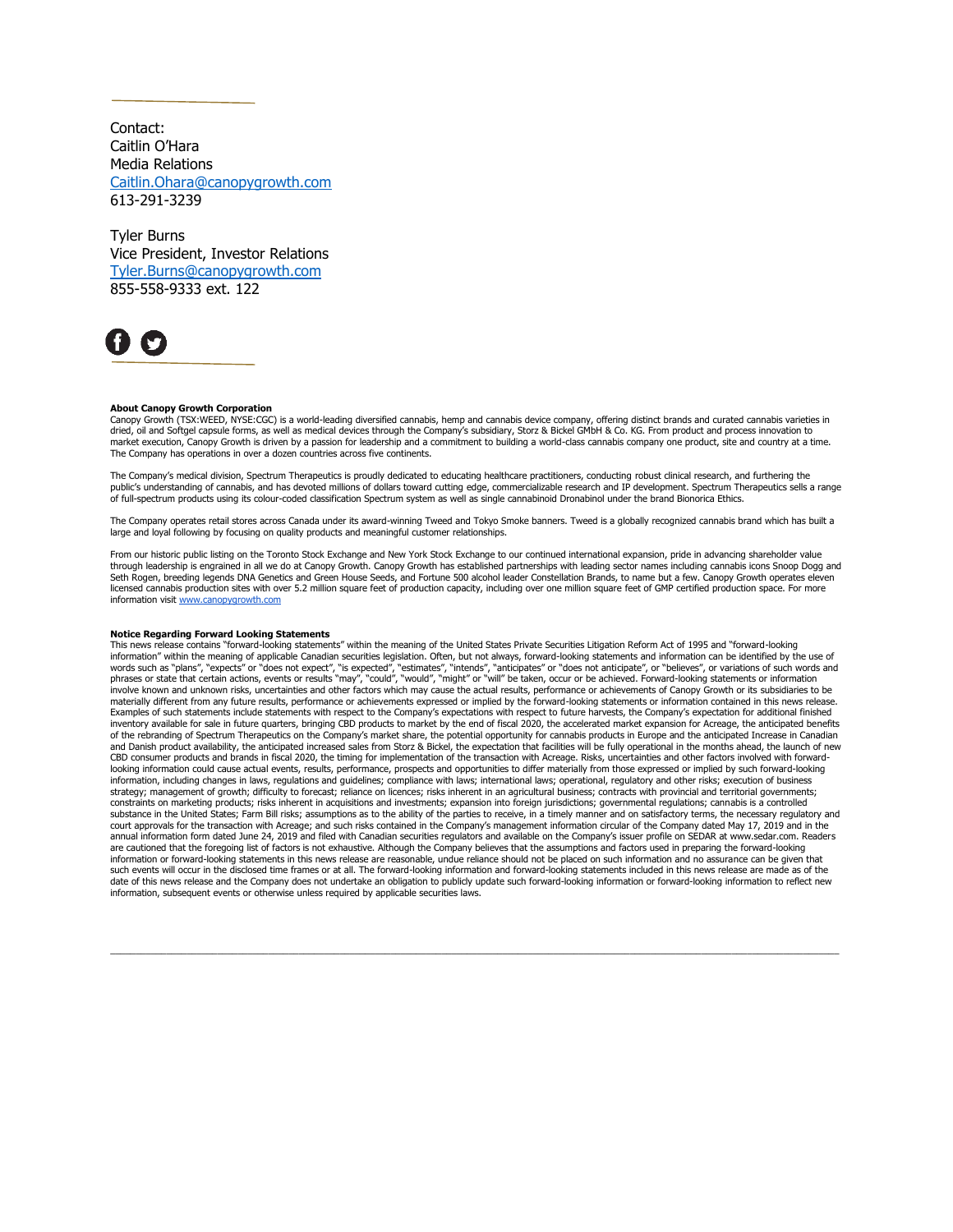Contact:
Caitlin O'Hara
Media Relations
Caitlin.Ohara@canopygrowth.com
613-291-3239

Tyler Burns
Vice President, Investor Relations
Tyler.Burns@canopygrowth.com
855-558-9333 ext. 122

**About Canopy Growth Corporation**
Canopy Growth (TSX:WEED, NYSE:CGC) is a world-leading diversified cannabis, hemp and cannabis device company, offering distinct brands and curated cannabis varieties in dried, oil and Softgel capsule forms, as well as medical devices through the Company's subsidiary, Storz & Bickel GMbH & Co. KG. From product and process innovation to market execution, Canopy Growth is driven by a passion for leadership and a commitment to building a world-class cannabis company one product, site and country at a time. The Company has operations in over a dozen countries across five continents.

The Company's medical division, Spectrum Therapeutics is proudly dedicated to educating healthcare practitioners, conducting robust clinical research, and furthering the public's understanding of cannabis, and has devoted millions of dollars toward cutting edge, commercializable research and IP development. Spectrum Therapeutics sells a range of full-spectrum products using its colour-coded classification Spectrum system as well as single cannabinoid Dronabinol under the brand Bionorica Ethics.

The Company operates retail stores across Canada under its award-winning Tweed and Tokyo Smoke banners. Tweed is a globally recognized cannabis brand which has built a large and loyal following by focusing on quality products and meaningful customer relationships.

From our historic public listing on the Toronto Stock Exchange and New York Stock Exchange to our continued international expansion, pride in advancing shareholder value through leadership is engrained in all we do at Canopy Growth. Canopy Growth has established partnerships with leading sector names including cannabis icons Snoop Dogg and Seth Rogen, breeding legends DNA Genetics and Green House Seeds, and Fortune 500 alcohol leader Constellation Brands, to name but a few. Canopy Growth operates eleven licensed cannabis production sites with over 5.2 million square feet of production capacity, including over one million square feet of GMP certified production space. For more information visit www.canopygrowth.com

**Notice Regarding Forward Looking Statements**
This news release contains "forward-looking statements" within the meaning of the United States Private Securities Litigation Reform Act of 1995 and "forward-looking information" within the meaning of applicable Canadian securities legislation. Often, but not always, forward-looking statements and information can be identified by the use of words such as "plans", "expects" or "does not expect", "is expected", "estimates", "intends", "anticipates" or "does not anticipate", or "believes", or variations of such words and phrases or state that certain actions, events or results "may", "could", "would", "might" or "will" be taken, occur or be achieved. Forward-looking statements or information involve known and unknown risks, uncertainties and other factors which may cause the actual results, performance or achievements of Canopy Growth or its subsidiaries to be materially different from any future results, performance or achievements expressed or implied by the forward-looking statements or information contained in this news release. Examples of such statements include statements with respect to the Company's expectations with respect to future harvests, the Company's expectation for additional finished inventory available for sale in future quarters, bringing CBD products to market by the end of fiscal 2020, the accelerated market expansion for Acreage, the anticipated benefits of the rebranding of Spectrum Therapeutics on the Company's market share, the potential opportunity for cannabis products in Europe and the anticipated Increase in Canadian and Danish product availability, the anticipated increased sales from Storz & Bickel, the expectation that facilities will be fully operational in the months ahead, the launch of new CBD consumer products and brands in fiscal 2020, the timing for implementation of the transaction with Acreage. Risks, uncertainties and other factors involved with forward-looking information could cause actual events, results, performance, prospects and opportunities to differ materially from those expressed or implied by such forward-looking information, including changes in laws, regulations and guidelines; compliance with laws; international laws; operational, regulatory and other risks; execution of business strategy; management of growth; difficulty to forecast; reliance on licences; risks inherent in an agricultural business; contracts with provincial and territorial governments; constraints on marketing products; risks inherent in acquisitions and investments; expansion into foreign jurisdictions; governmental regulations; cannabis is a controlled substance in the United States; Farm Bill risks; assumptions as to the ability of the parties to receive, in a timely manner and on satisfactory terms, the necessary regulatory and court approvals for the transaction with Acreage; and such risks contained in the Company's management information circular of the Company dated May 17, 2019 and in the annual information form dated June 24, 2019 and filed with Canadian securities regulators and available on the Company's issuer profile on SEDAR at www.sedar.com. Readers are cautioned that the foregoing list of factors is not exhaustive. Although the Company believes that the assumptions and factors used in preparing the forward-looking information or forward-looking statements in this news release are reasonable, undue reliance should not be placed on such information and no assurance can be given that such events will occur in the disclosed time frames or at all. The forward-looking information and forward-looking statements included in this news release are made as of the date of this news release and the Company does not undertake an obligation to publicly update such forward-looking information or forward-looking information to reflect new information, subsequent events or otherwise unless required by applicable securities laws.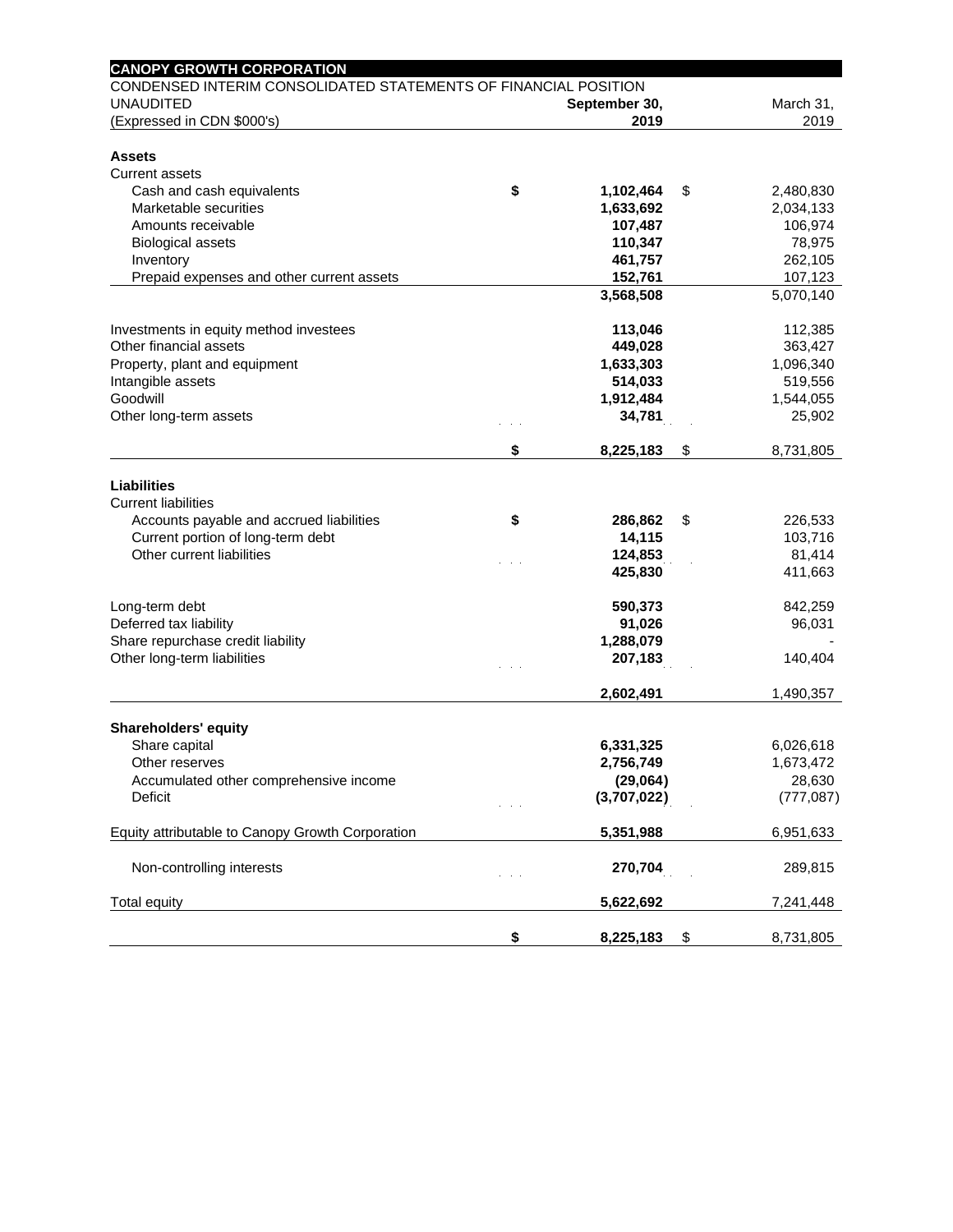**CANOPY GROWTH CORPORATION**

CONDENSED INTERIM CONSOLIDATED STATEMENTS OF FINANCIAL POSITION

UNAUDITED

(Expressed in CDN $000's)

| | September 30, 2019 | March 31, 2019 |
|---|---|---|
| **Assets** | | |
| Current assets | | |
| Cash and cash equivalents | $ 1,102,464 | $ 2,480,830 |
| Marketable securities | 1,633,692 | 2,034,133 |
| Amounts receivable | 107,487 | 106,974 |
| Biological assets | 110,347 | 78,975 |
| Inventory | 461,757 | 262,105 |
| Prepaid expenses and other current assets | 152,761 | 107,123 |
| | 3,568,508 | 5,070,140 |
| Investments in equity method investees | 113,046 | 112,385 |
| Other financial assets | 449,028 | 363,427 |
| Property, plant and equipment | 1,633,303 | 1,096,340 |
| Intangible assets | 514,033 | 519,556 |
| Goodwill | 1,912,484 | 1,544,055 |
| Other long-term assets | 34,781 | 25,902 |
| | $ 8,225,183 | $ 8,731,805 |
| **Liabilities** | | |
| Current liabilities | | |
| Accounts payable and accrued liabilities | $ 286,862 | $ 226,533 |
| Current portion of long-term debt | 14,115 | 103,716 |
| Other current liabilities | 124,853 | 81,414 |
| | 425,830 | 411,663 |
| Long-term debt | 590,373 | 842,259 |
| Deferred tax liability | 91,026 | 96,031 |
| Share repurchase credit liability | 1,288,079 | - |
| Other long-term liabilities | 207,183 | 140,404 |
| | 2,602,491 | 1,490,357 |
| **Shareholders' equity** | | |
| Share capital | 6,331,325 | 6,026,618 |
| Other reserves | 2,756,749 | 1,673,472 |
| Accumulated other comprehensive income | (29,064) | 28,630 |
| Deficit | (3,707,022) | (777,087) |
| Equity attributable to Canopy Growth Corporation | 5,351,988 | 6,951,633 |
| Non-controlling interests | 270,704 | 289,815 |
| Total equity | 5,622,692 | 7,241,448 |
| | $ 8,225,183 | $ 8,731,805 |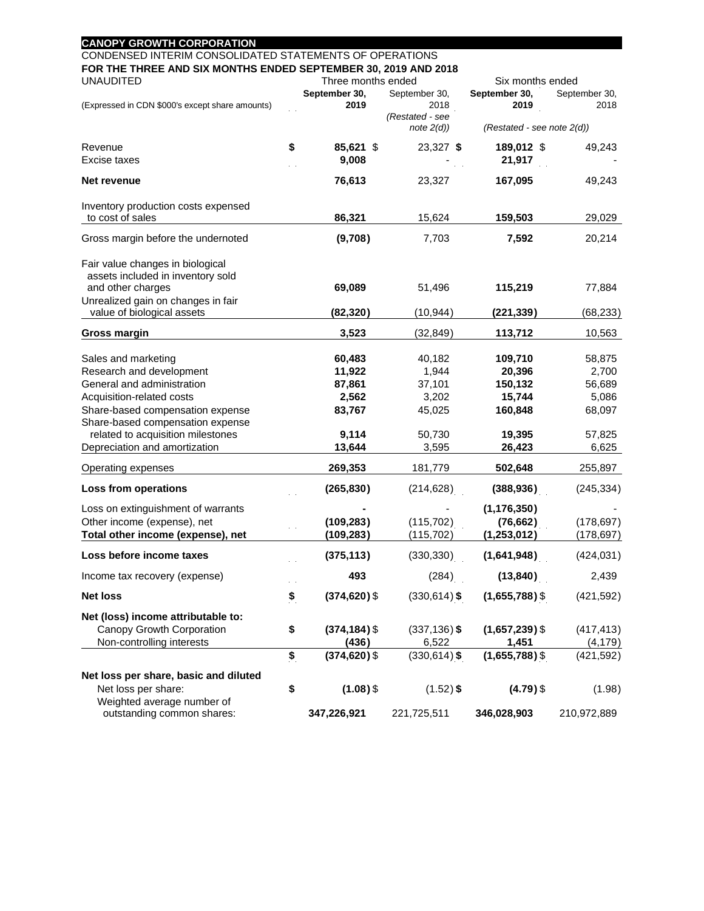**CANOPY GROWTH CORPORATION**

CONDENSED INTERIM CONSOLIDATED STATEMENTS OF OPERATIONS

**FOR THE THREE AND SIX MONTHS ENDED SEPTEMBER 30, 2019 AND 2018**

UNAUDITED

| | Three months ended | | Six months ended | |
|---|---|---|---|---|
| (Expressed in CDN $000's except share amounts) | **September 30, 2019** | September 30, 2018 *(Restated - see note 2(d))* | **September 30, 2019** | September 30, 2018 |
| | | | *(Restated - see note 2(d))* | |
| Revenue | **$ 85,621** | $ 23,327 | **$ 189,012** | $ 49,243 |
| Excise taxes | **9,008** | - | **21,917** | - |
| **Net revenue** | **76,613** | 23,327 | **167,095** | 49,243 |
| Inventory production costs expensed to cost of sales | **86,321** | 15,624 | **159,503** | 29,029 |
| Gross margin before the undernoted | **(9,708)** | 7,703 | **7,592** | 20,214 |
| Fair value changes in biological assets included in inventory sold and other charges | **69,089** | 51,496 | **115,219** | 77,884 |
| Unrealized gain on changes in fair value of biological assets | **(82,320)** | (10,944) | **(221,339)** | (68,233) |
| **Gross margin** | **3,523** | (32,849) | **113,712** | 10,563 |
| Sales and marketing | **60,483** | 40,182 | **109,710** | 58,875 |
| Research and development | **11,922** | 1,944 | **20,396** | 2,700 |
| General and administration | **87,861** | 37,101 | **150,132** | 56,689 |
| Acquisition-related costs | **2,562** | 3,202 | **15,744** | 5,086 |
| Share-based compensation expense | **83,767** | 45,025 | **160,848** | 68,097 |
| Share-based compensation expense related to acquisition milestones | **9,114** | 50,730 | **19,395** | 57,825 |
| Depreciation and amortization | **13,644** | 3,595 | **26,423** | 6,625 |
| Operating expenses | **269,353** | 181,779 | **502,648** | 255,897 |
| **Loss from operations** | **(265,830)** | (214,628) | **(388,936)** | (245,334) |
| Loss on extinguishment of warrants | **-** | - | **(1,176,350)** | - |
| Other income (expense), net | **(109,283)** | (115,702) | **(76,662)** | (178,697) |
| **Total other income (expense), net** | **(109,283)** | (115,702) | **(1,253,012)** | (178,697) |
| **Loss before income taxes** | **(375,113)** | (330,330) | **(1,641,948)** | (424,031) |
| Income tax recovery (expense) | **493** | (284) | **(13,840)** | 2,439 |
| **Net loss** | **$ (374,620)** | $ (330,614) | **$ (1,655,788)** | $ (421,592) |
| **Net (loss) income attributable to:** | | | | |
| Canopy Growth Corporation | **$ (374,184)** | $ (337,136) | **$ (1,657,239)** | $ (417,413) |
| Non-controlling interests | **(436)** | 6,522 | **1,451** | (4,179) |
| | **$ (374,620)** | $ (330,614) | **$ (1,655,788)** | $ (421,592) |
| **Net loss per share, basic and diluted** | | | | |
| Net loss per share: | **$ (1.08)** | $ (1.52) | **$ (4.79)** | $ (1.98) |
| Weighted average number of outstanding common shares: | **347,226,921** | 221,725,511 | **346,028,903** | 210,972,889 |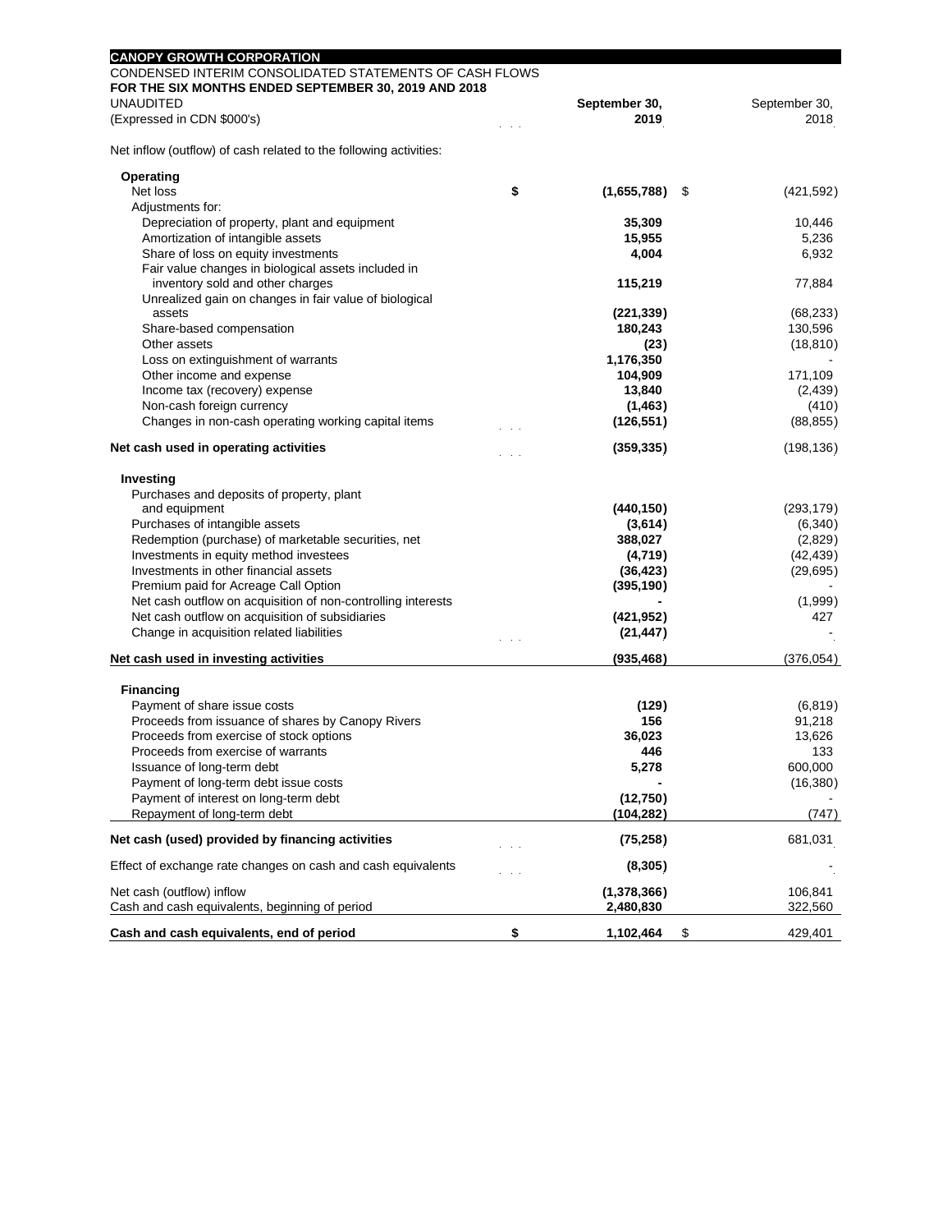**CANOPY GROWTH CORPORATION**

CONDENSED INTERIM CONSOLIDATED STATEMENTS OF CASH FLOWS

**FOR THE SIX MONTHS ENDED SEPTEMBER 30, 2019 AND 2018**

UNAUDITED

(Expressed in CDN $000's)

| | **September 30, 2019** | September 30, 2018 |
|---|---|---|
| Net inflow (outflow) of cash related to the following activities: | | |
| **Operating** | | |
| Net loss | **$ (1,655,788)** | $ (421,592) |
| Adjustments for: | | |
| Depreciation of property, plant and equipment | **35,309** | 10,446 |
| Amortization of intangible assets | **15,955** | 5,236 |
| Share of loss on equity investments | **4,004** | 6,932 |
| Fair value changes in biological assets included in inventory sold and other charges | **115,219** | 77,884 |
| Unrealized gain on changes in fair value of biological assets | **(221,339)** | (68,233) |
| Share-based compensation | **180,243** | 130,596 |
| Other assets | **(23)** | (18,810) |
| Loss on extinguishment of warrants | **1,176,350** | - |
| Other income and expense | **104,909** | 171,109 |
| Income tax (recovery) expense | **13,840** | (2,439) |
| Non-cash foreign currency | **(1,463)** | (410) |
| Changes in non-cash operating working capital items | **(126,551)** | (88,855) |
| **Net cash used in operating activities** | **(359,335)** | (198,136) |
| **Investing** | | |
| Purchases and deposits of property, plant and equipment | **(440,150)** | (293,179) |
| Purchases of intangible assets | **(3,614)** | (6,340) |
| Redemption (purchase) of marketable securities, net | **388,027** | (2,829) |
| Investments in equity method investees | **(4,719)** | (42,439) |
| Investments in other financial assets | **(36,423)** | (29,695) |
| Premium paid for Acreage Call Option | **(395,190)** | - |
| Net cash outflow on acquisition of non-controlling interests | **-** | (1,999) |
| Net cash outflow on acquisition of subsidiaries | **(421,952)** | 427 |
| Change in acquisition related liabilities | **(21,447)** | - |
| **Net cash used in investing activities** | **(935,468)** | (376,054) |
| **Financing** | | |
| Payment of share issue costs | **(129)** | (6,819) |
| Proceeds from issuance of shares by Canopy Rivers | **156** | 91,218 |
| Proceeds from exercise of stock options | **36,023** | 13,626 |
| Proceeds from exercise of warrants | **446** | 133 |
| Issuance of long-term debt | **5,278** | 600,000 |
| Payment of long-term debt issue costs | **-** | (16,380) |
| Payment of interest on long-term debt | **(12,750)** | - |
| Repayment of long-term debt | **(104,282)** | (747) |
| **Net cash (used) provided by financing activities** | **(75,258)** | 681,031 |
| Effect of exchange rate changes on cash and cash equivalents | **(8,305)** | - |
| Net cash (outflow) inflow | **(1,378,366)** | 106,841 |
| Cash and cash equivalents, beginning of period | **2,480,830** | 322,560 |
| **Cash and cash equivalents, end of period** | **$ 1,102,464** | $ 429,401 |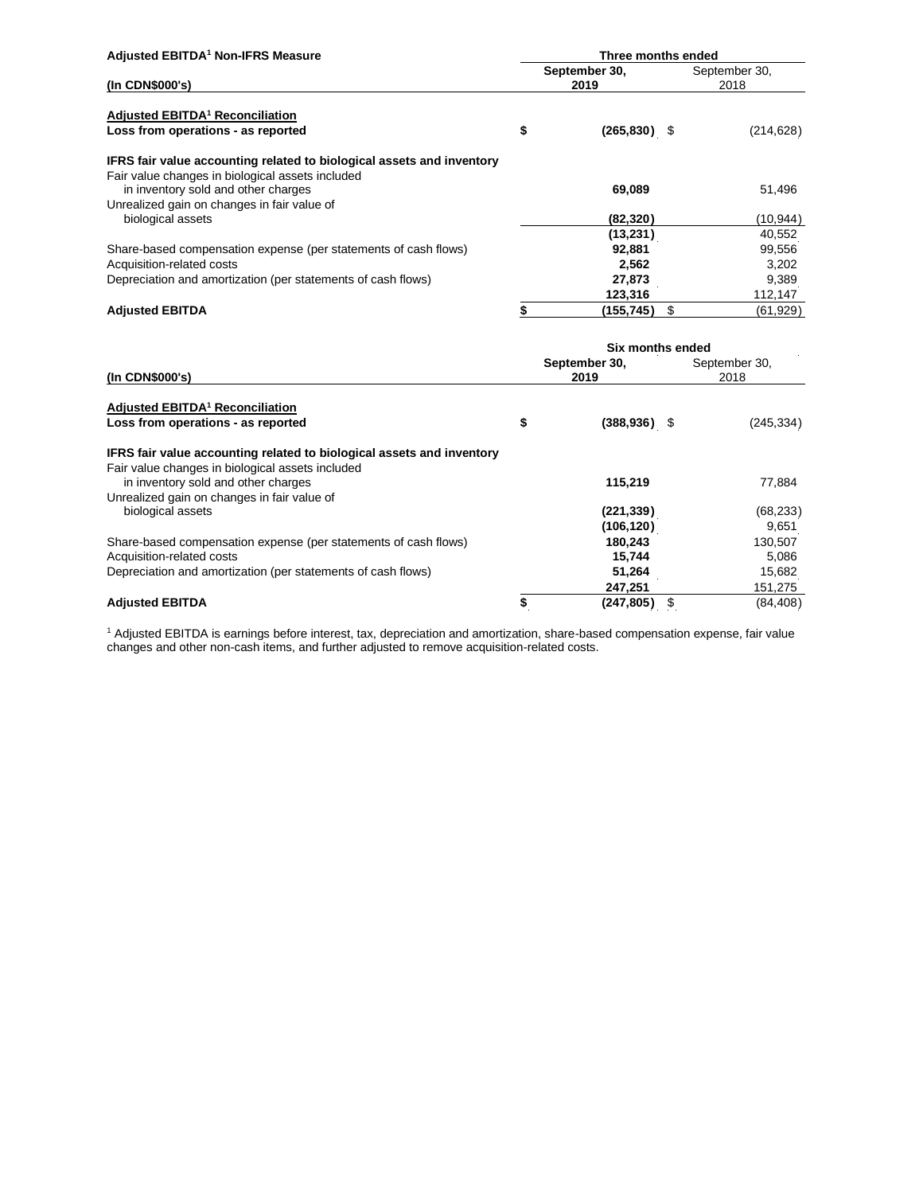| Adjusted EBITDA[1] Non-IFRS Measure | Three months ended | |
|---|---|---|
| **(In CDN$000's)** | **September 30, 2019** | September 30, 2018 |
| **Adjusted EBITDA[1] Reconciliation** | | |
| **Loss from operations - as reported** | **$ (265,830)** | $ (214,628) |
| **IFRS fair value accounting related to biological assets and inventory** | | |
| Fair value changes in biological assets included in inventory sold and other charges | **69,089** | 51,496 |
| Unrealized gain on changes in fair value of biological assets | **(82,320)** | (10,944) |
| | **(13,231)** | 40,552 |
| Share-based compensation expense (per statements of cash flows) | **92,881** | 99,556 |
| Acquisition-related costs | **2,562** | 3,202 |
| Depreciation and amortization (per statements of cash flows) | **27,873** | 9,389 |
| | **123,316** | 112,147 |
| **Adjusted EBITDA** | **$ (155,745)** | $ (61,929) |

| | Six months ended | |
|---|---|---|
| **(In CDN$000's)** | **September 30, 2019** | September 30, 2018 |
| **Adjusted EBITDA[1] Reconciliation** | | |
| **Loss from operations - as reported** | **$ (388,936)** | $ (245,334) |
| **IFRS fair value accounting related to biological assets and inventory** | | |
| Fair value changes in biological assets included in inventory sold and other charges | **115,219** | 77,884 |
| Unrealized gain on changes in fair value of biological assets | **(221,339)** | (68,233) |
| | **(106,120)** | 9,651 |
| Share-based compensation expense (per statements of cash flows) | **180,243** | 130,507 |
| Acquisition-related costs | **15,744** | 5,086 |
| Depreciation and amortization (per statements of cash flows) | **51,264** | 15,682 |
| | **247,251** | 151,275 |
| **Adjusted EBITDA** | **$ (247,805)** | $ (84,408) |

[1] Adjusted EBITDA is earnings before interest, tax, depreciation and amortization, share-based compensation expense, fair value changes and other non-cash items, and further adjusted to remove acquisition-related costs.